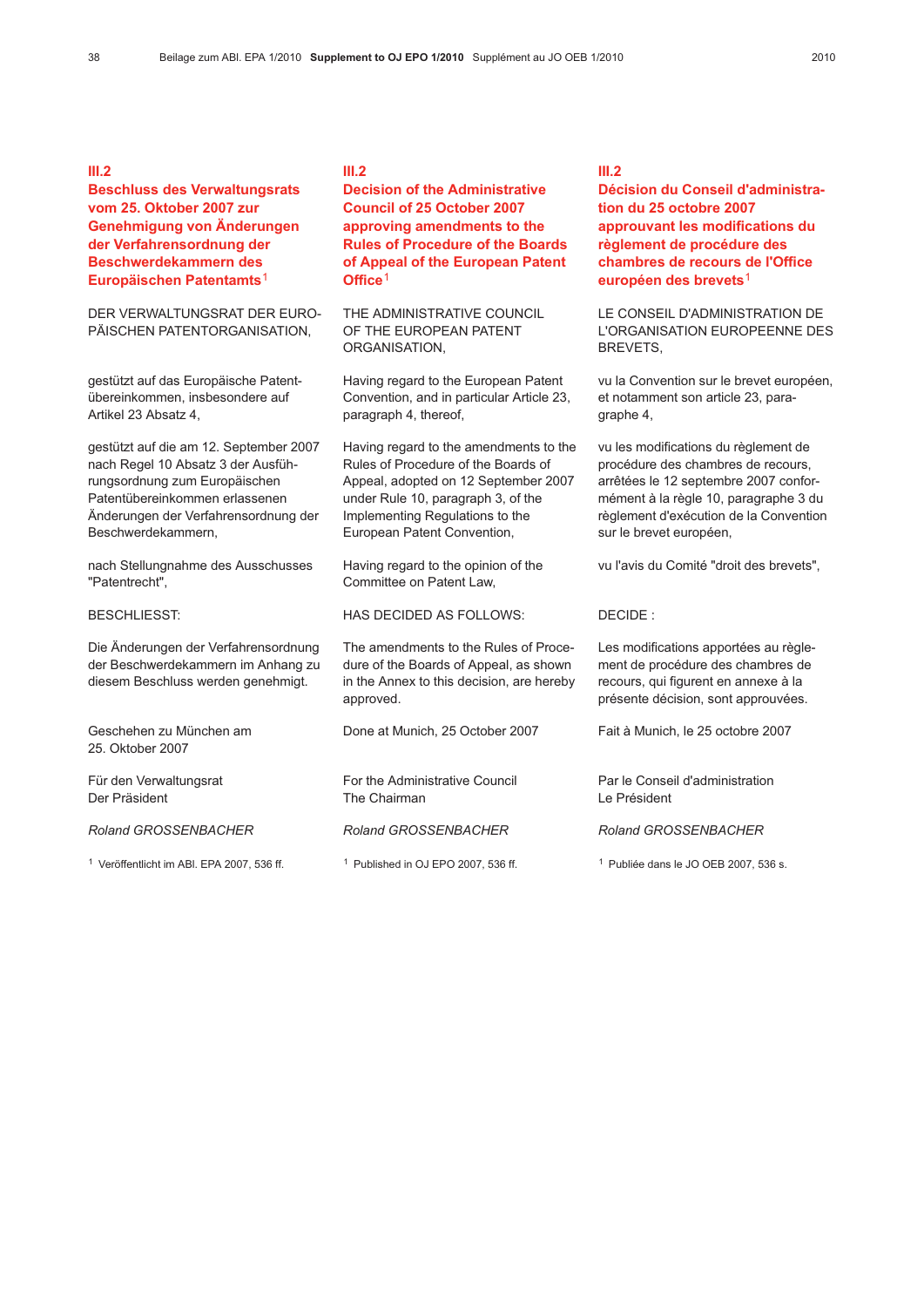## III.2

## Beschluss des Verwaltungsrats vom 25. Oktober 2007 zur Genehmigung von Änderungen der Verfahrensordnung der Beschwerdekammern des Europäischen Patentamts[1]

DER VERWALTUNGSRAT DER EUROPÄISCHEN PATENTORGANISATION,

gestützt auf das Europäische Patentübereinkommen, insbesondere auf Artikel 23 Absatz 4,

gestützt auf die am 12. September 2007 nach Regel 10 Absatz 3 der Ausführungsordnung zum Europäischen Patentübereinkommen erlassenen Änderungen der Verfahrensordnung der Beschwerdekammern,

nach Stellungnahme des Ausschusses "Patentrecht",

BESCHLIESST:

Die Änderungen der Verfahrensordnung der Beschwerdekammern im Anhang zu diesem Beschluss werden genehmigt.

Geschehen zu München am 25. Oktober 2007

Für den Verwaltungsrat
Der Präsident

*Roland GROSSENBACHER*

[1] Veröffentlicht im ABl. EPA 2007, 536 ff.

## III.2

## Decision of the Administrative Council of 25 October 2007 approving amendments to the Rules of Procedure of the Boards of Appeal of the European Patent Office[1]

THE ADMINISTRATIVE COUNCIL OF THE EUROPEAN PATENT ORGANISATION,

Having regard to the European Patent Convention, and in particular Article 23, paragraph 4, thereof,

Having regard to the amendments to the Rules of Procedure of the Boards of Appeal, adopted on 12 September 2007 under Rule 10, paragraph 3, of the Implementing Regulations to the European Patent Convention,

Having regard to the opinion of the Committee on Patent Law,

HAS DECIDED AS FOLLOWS:

The amendments to the Rules of Procedure of the Boards of Appeal, as shown in the Annex to this decision, are hereby approved.

Done at Munich, 25 October 2007

For the Administrative Council
The Chairman

*Roland GROSSENBACHER*

[1] Published in OJ EPO 2007, 536 ff.

## III.2

## Décision du Conseil d'administration du 25 octobre 2007 approuvant les modifications du règlement de procédure des chambres de recours de l'Office européen des brevets[1]

LE CONSEIL D'ADMINISTRATION DE L'ORGANISATION EUROPEENNE DES BREVETS,

vu la Convention sur le brevet européen, et notamment son article 23, paragraphe 4,

vu les modifications du règlement de procédure des chambres de recours, arrêtées le 12 septembre 2007 conformément à la règle 10, paragraphe 3 du règlement d'exécution de la Convention sur le brevet européen,

vu l'avis du Comité "droit des brevets",

DECIDE :

Les modifications apportées au règlement de procédure des chambres de recours, qui figurent en annexe à la présente décision, sont approuvées.

Fait à Munich, le 25 octobre 2007

Par le Conseil d'administration
Le Président

*Roland GROSSENBACHER*

[1] Publiée dans le JO OEB 2007, 536 s.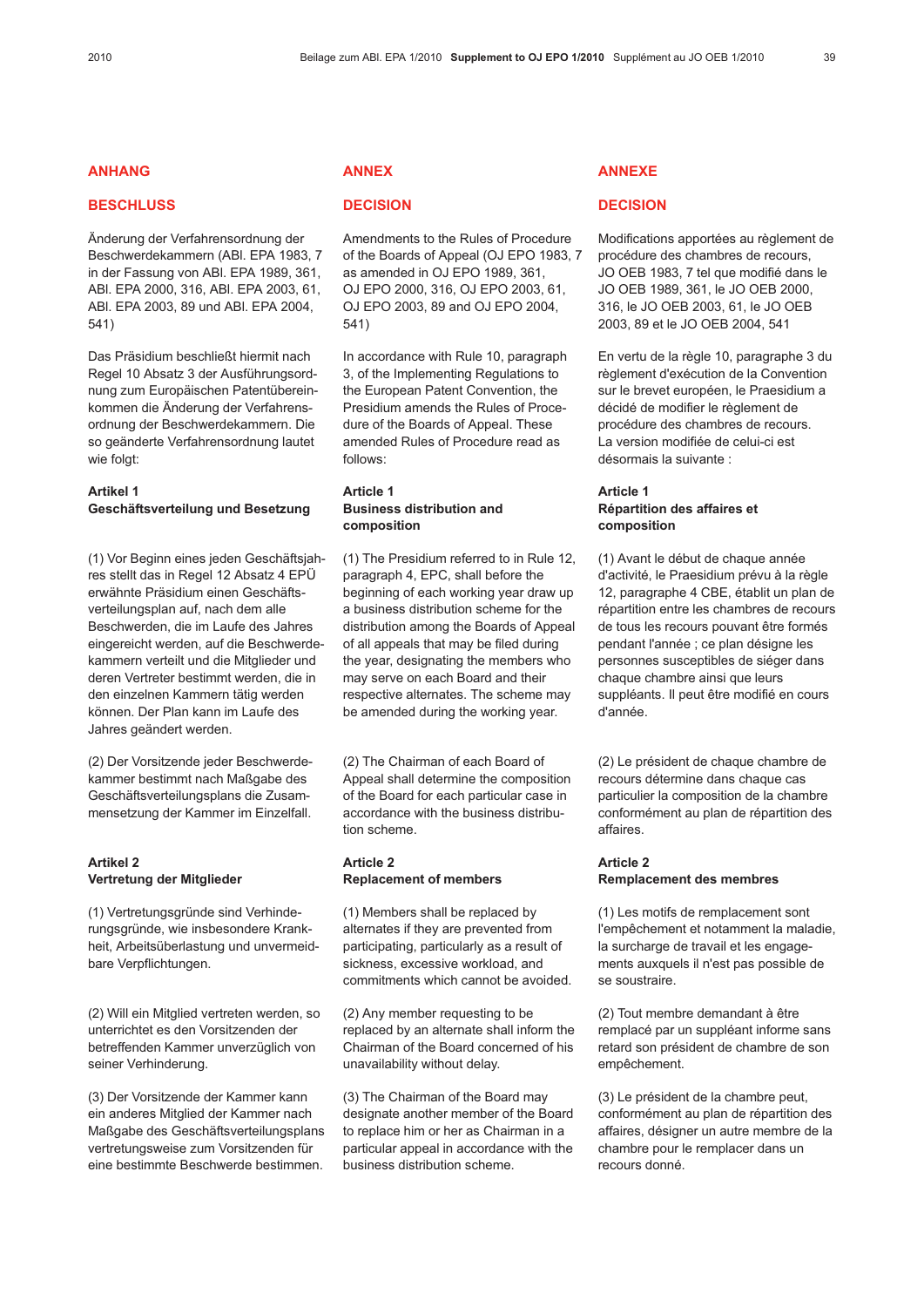## ANHANG

## BESCHLUSS

Änderung der Verfahrensordnung der Beschwerdekammern (ABl. EPA 1983, 7 in der Fassung von ABl. EPA 1989, 361, ABl. EPA 2000, 316, ABl. EPA 2003, 61, ABl. EPA 2003, 89 und ABl. EPA 2004, 541)

Das Präsidium beschließt hiermit nach Regel 10 Absatz 3 der Ausführungsordnung zum Europäischen Patentübereinkommen die Änderung der Verfahrensordnung der Beschwerdekammern. Die so geänderte Verfahrensordnung lautet wie folgt:

**Artikel 1**
**Geschäftsverteilung und Besetzung**

(1) Vor Beginn eines jeden Geschäftsjahres stellt das in Regel 12 Absatz 4 EPÜ erwähnte Präsidium einen Geschäftsverteilungsplan auf, nach dem alle Beschwerden, die im Laufe des Jahres eingereicht werden, auf die Beschwerdekammern verteilt und die Mitglieder und deren Vertreter bestimmt werden, die in den einzelnen Kammern tätig werden können. Der Plan kann im Laufe des Jahres geändert werden.

(2) Der Vorsitzende jeder Beschwerdekammer bestimmt nach Maßgabe des Geschäftsverteilungsplans die Zusammensetzung der Kammer im Einzelfall.

**Artikel 2**
**Vertretung der Mitglieder**

(1) Vertretungsgründe sind Verhinderungsgründe, wie insbesondere Krankheit, Arbeitsüberlastung und unvermeidbare Verpflichtungen.

(2) Will ein Mitglied vertreten werden, so unterrichtet es den Vorsitzenden der betreffenden Kammer unverzüglich von seiner Verhinderung.

(3) Der Vorsitzende der Kammer kann ein anderes Mitglied der Kammer nach Maßgabe des Geschäftsverteilungsplans vertretungsweise zum Vorsitzenden für eine bestimmte Beschwerde bestimmen.

## ANNEX

## DECISION

Amendments to the Rules of Procedure of the Boards of Appeal (OJ EPO 1983, 7 as amended in OJ EPO 1989, 361, OJ EPO 2000, 316, OJ EPO 2003, 61, OJ EPO 2003, 89 and OJ EPO 2004, 541)

In accordance with Rule 10, paragraph 3, of the Implementing Regulations to the European Patent Convention, the Presidium amends the Rules of Procedure of the Boards of Appeal. These amended Rules of Procedure read as follows:

**Article 1**
**Business distribution and composition**

(1) The Presidium referred to in Rule 12, paragraph 4, EPC, shall before the beginning of each working year draw up a business distribution scheme for the distribution among the Boards of Appeal of all appeals that may be filed during the year, designating the members who may serve on each Board and their respective alternates. The scheme may be amended during the working year.

(2) The Chairman of each Board of Appeal shall determine the composition of the Board for each particular case in accordance with the business distribution scheme.

**Article 2**
**Replacement of members**

(1) Members shall be replaced by alternates if they are prevented from participating, particularly as a result of sickness, excessive workload, and commitments which cannot be avoided.

(2) Any member requesting to be replaced by an alternate shall inform the Chairman of the Board concerned of his unavailability without delay.

(3) The Chairman of the Board may designate another member of the Board to replace him or her as Chairman in a particular appeal in accordance with the business distribution scheme.

## ANNEXE

## DECISION

Modifications apportées au règlement de procédure des chambres de recours, JO OEB 1983, 7 tel que modifié dans le JO OEB 1989, 361, le JO OEB 2000, 316, le JO OEB 2003, 61, le JO OEB 2003, 89 et le JO OEB 2004, 541

En vertu de la règle 10, paragraphe 3 du règlement d'exécution de la Convention sur le brevet européen, le Praesidium a décidé de modifier le règlement de procédure des chambres de recours. La version modifiée de celui-ci est désormais la suivante :

**Article 1**
**Répartition des affaires et composition**

(1) Avant le début de chaque année d'activité, le Praesidium prévu à la règle 12, paragraphe 4 CBE, établit un plan de répartition entre les chambres de recours de tous les recours pouvant être formés pendant l'année ; ce plan désigne les personnes susceptibles de siéger dans chaque chambre ainsi que leurs suppléants. Il peut être modifié en cours d'année.

(2) Le président de chaque chambre de recours détermine dans chaque cas particulier la composition de la chambre conformément au plan de répartition des affaires.

**Article 2**
**Remplacement des membres**

(1) Les motifs de remplacement sont l'empêchement et notamment la maladie, la surcharge de travail et les engagements auxquels il n'est pas possible de se soustraire.

(2) Tout membre demandant à être remplacé par un suppléant informe sans retard son président de chambre de son empêchement.

(3) Le président de la chambre peut, conformément au plan de répartition des affaires, désigner un autre membre de la chambre pour le remplacer dans un recours donné.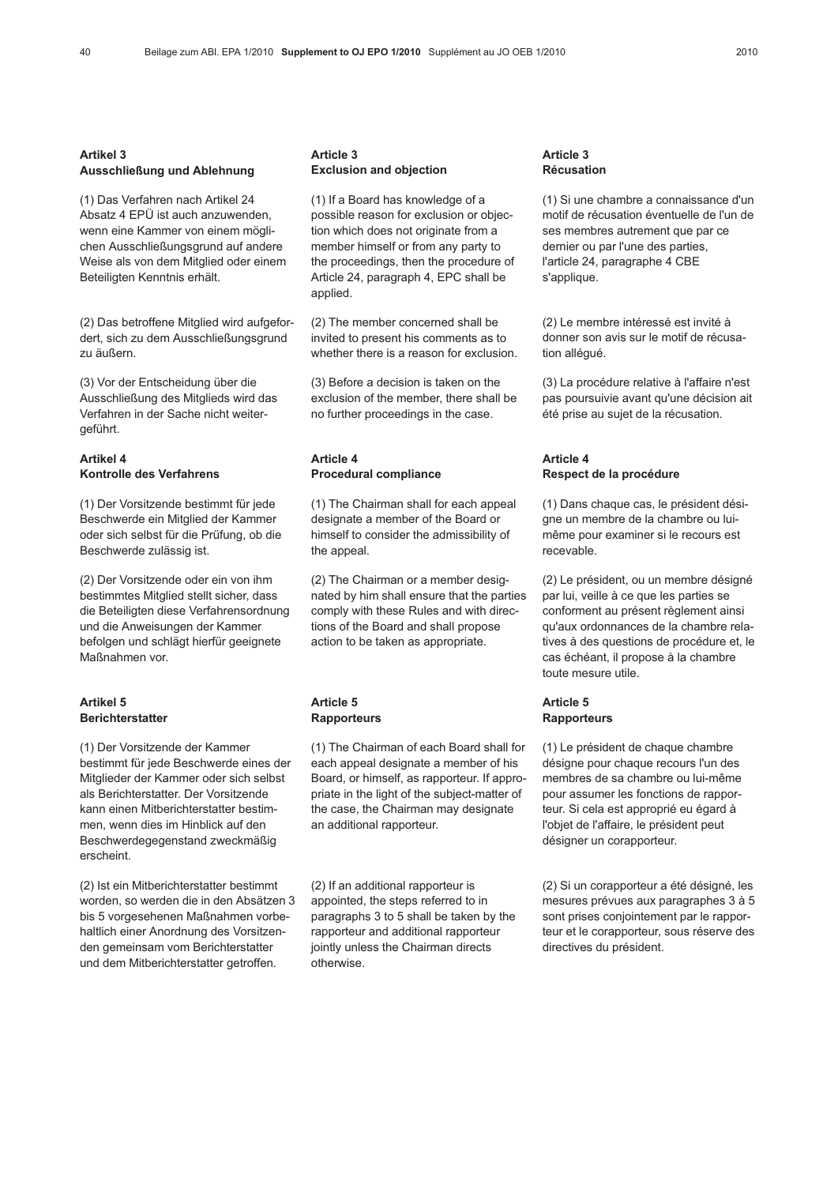**Artikel 3**
**Ausschließung und Ablehnung**

(1) Das Verfahren nach Artikel 24 Absatz 4 EPÜ ist auch anzuwenden, wenn eine Kammer von einem möglichen Ausschließungsgrund auf andere Weise als von dem Mitglied oder einem Beteiligten Kenntnis erhält.

(2) Das betroffene Mitglied wird aufgefordert, sich zu dem Ausschließungsgrund zu äußern.

(3) Vor der Entscheidung über die Ausschließung des Mitglieds wird das Verfahren in der Sache nicht weitergeführt.

**Artikel 4**
**Kontrolle des Verfahrens**

(1) Der Vorsitzende bestimmt für jede Beschwerde ein Mitglied der Kammer oder sich selbst für die Prüfung, ob die Beschwerde zulässig ist.

(2) Der Vorsitzende oder ein von ihm bestimmtes Mitglied stellt sicher, dass die Beteiligten diese Verfahrensordnung und die Anweisungen der Kammer befolgen und schlägt hierfür geeignete Maßnahmen vor.

**Artikel 5**
**Berichterstatter**

(1) Der Vorsitzende der Kammer bestimmt für jede Beschwerde eines der Mitglieder der Kammer oder sich selbst als Berichterstatter. Der Vorsitzende kann einen Mitberichterstatter bestimmen, wenn dies im Hinblick auf den Beschwerdegegenstand zweckmäßig erscheint.

(2) Ist ein Mitberichterstatter bestimmt worden, so werden die in den Absätzen 3 bis 5 vorgesehenen Maßnahmen vorbehaltlich einer Anordnung des Vorsitzenden gemeinsam vom Berichterstatter und dem Mitberichterstatter getroffen.

**Article 3**
**Exclusion and objection**

(1) If a Board has knowledge of a possible reason for exclusion or objection which does not originate from a member himself or from any party to the proceedings, then the procedure of Article 24, paragraph 4, EPC shall be applied.

(2) The member concerned shall be invited to present his comments as to whether there is a reason for exclusion.

(3) Before a decision is taken on the exclusion of the member, there shall be no further proceedings in the case.

**Article 4**
**Procedural compliance**

(1) The Chairman shall for each appeal designate a member of the Board or himself to consider the admissibility of the appeal.

(2) The Chairman or a member designated by him shall ensure that the parties comply with these Rules and with directions of the Board and shall propose action to be taken as appropriate.

**Article 5**
**Rapporteurs**

(1) The Chairman of each Board shall for each appeal designate a member of his Board, or himself, as rapporteur. If appropriate in the light of the subject-matter of the case, the Chairman may designate an additional rapporteur.

(2) If an additional rapporteur is appointed, the steps referred to in paragraphs 3 to 5 shall be taken by the rapporteur and additional rapporteur jointly unless the Chairman directs otherwise.

**Article 3**
**Récusation**

(1) Si une chambre a connaissance d'un motif de récusation éventuelle de l'un de ses membres autrement que par ce dernier ou par l'une des parties, l'article 24, paragraphe 4 CBE s'applique.

(2) Le membre intéressé est invité à donner son avis sur le motif de récusation allégué.

(3) La procédure relative à l'affaire n'est pas poursuivie avant qu'une décision ait été prise au sujet de la récusation.

**Article 4**
**Respect de la procédure**

(1) Dans chaque cas, le président désigne un membre de la chambre ou lui-même pour examiner si le recours est recevable.

(2) Le président, ou un membre désigné par lui, veille à ce que les parties se conforment au présent règlement ainsi qu'aux ordonnances de la chambre relatives à des questions de procédure et, le cas échéant, il propose à la chambre toute mesure utile.

**Article 5**
**Rapporteurs**

(1) Le président de chaque chambre désigne pour chaque recours l'un des membres de sa chambre ou lui-même pour assumer les fonctions de rapporteur. Si cela est approprié eu égard à l'objet de l'affaire, le président peut désigner un corapporteur.

(2) Si un corapporteur a été désigné, les mesures prévues aux paragraphes 3 à 5 sont prises conjointement par le rapporteur et le corapporteur, sous réserve des directives du président.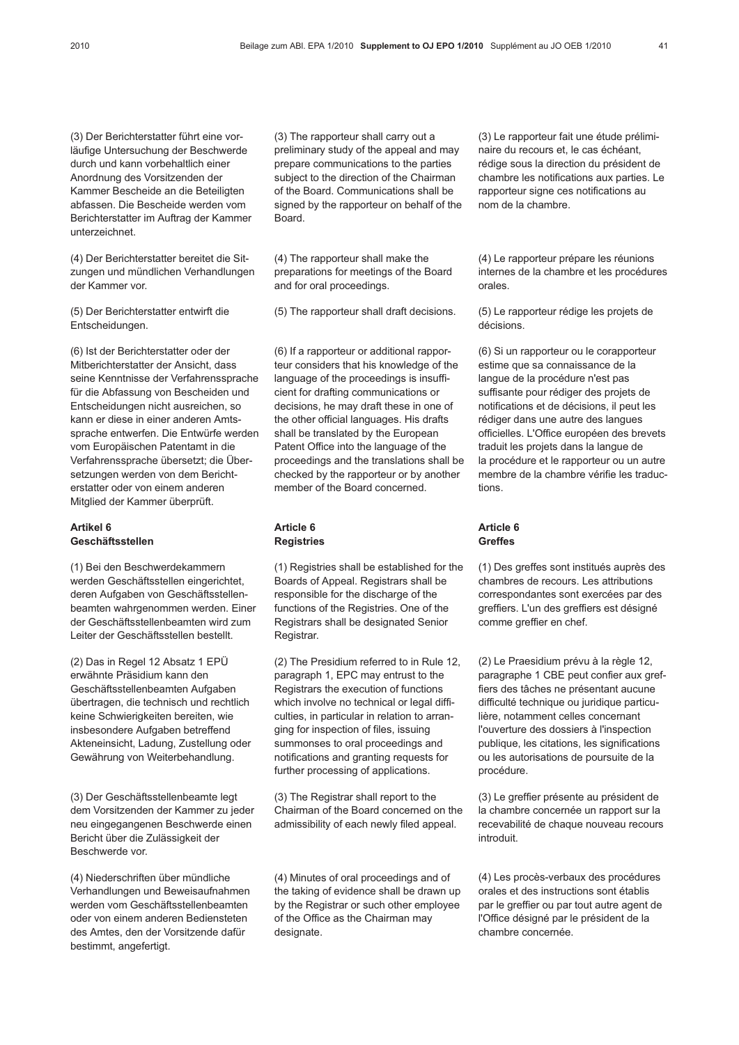(3) Der Berichterstatter führt eine vorläufige Untersuchung der Beschwerde durch und kann vorbehaltlich einer Anordnung des Vorsitzenden der Kammer Bescheide an die Beteiligten abfassen. Die Bescheide werden vom Berichterstatter im Auftrag der Kammer unterzeichnet.

(4) Der Berichterstatter bereitet die Sitzungen und mündlichen Verhandlungen der Kammer vor.

(5) Der Berichterstatter entwirft die Entscheidungen.

(6) Ist der Berichterstatter oder der Mitberichterstatter der Ansicht, dass seine Kenntnisse der Verfahrenssprache für die Abfassung von Bescheiden und Entscheidungen nicht ausreichen, so kann er diese in einer anderen Amtssprache entwerfen. Die Entwürfe werden vom Europäischen Patentamt in die Verfahrenssprache übersetzt; die Übersetzungen werden von dem Berichterstatter oder von einem anderen Mitglied der Kammer überprüft.

**Artikel 6**
**Geschäftsstellen**

(1) Bei den Beschwerdekammern werden Geschäftsstellen eingerichtet, deren Aufgaben von Geschäftsstellenbeamten wahrgenommen werden. Einer der Geschäftsstellenbeamten wird zum Leiter der Geschäftsstellen bestellt.

(2) Das in Regel 12 Absatz 1 EPÜ erwähnte Präsidium kann den Geschäftsstellenbeamten Aufgaben übertragen, die technisch und rechtlich keine Schwierigkeiten bereiten, wie insbesondere Aufgaben betreffend Akteneinsicht, Ladung, Zustellung oder Gewährung von Weiterbehandlung.

(3) Der Geschäftsstellenbeamte legt dem Vorsitzenden der Kammer zu jeder neu eingegangenen Beschwerde einen Bericht über die Zulässigkeit der Beschwerde vor.

(4) Niederschriften über mündliche Verhandlungen und Beweisaufnahmen werden vom Geschäftsstellenbeamten oder von einem anderen Bediensteten des Amtes, den der Vorsitzende dafür bestimmt, angefertigt.

(3) The rapporteur shall carry out a preliminary study of the appeal and may prepare communications to the parties subject to the direction of the Chairman of the Board. Communications shall be signed by the rapporteur on behalf of the Board.

(4) The rapporteur shall make the preparations for meetings of the Board and for oral proceedings.

(5) The rapporteur shall draft decisions.

(6) If a rapporteur or additional rapporteur considers that his knowledge of the language of the proceedings is insufficient for drafting communications or decisions, he may draft these in one of the other official languages. His drafts shall be translated by the European Patent Office into the language of the proceedings and the translations shall be checked by the rapporteur or by another member of the Board concerned.

**Article 6**
**Registries**

(1) Registries shall be established for the Boards of Appeal. Registrars shall be responsible for the discharge of the functions of the Registries. One of the Registrars shall be designated Senior Registrar.

(2) The Presidium referred to in Rule 12, paragraph 1, EPC may entrust to the Registrars the execution of functions which involve no technical or legal difficulties, in particular in relation to arranging for inspection of files, issuing summonses to oral proceedings and notifications and granting requests for further processing of applications.

(3) The Registrar shall report to the Chairman of the Board concerned on the admissibility of each newly filed appeal.

(4) Minutes of oral proceedings and of the taking of evidence shall be drawn up by the Registrar or such other employee of the Office as the Chairman may designate.

(3) Le rapporteur fait une étude préliminaire du recours et, le cas échéant, rédige sous la direction du président de chambre les notifications aux parties. Le rapporteur signe ces notifications au nom de la chambre.

(4) Le rapporteur prépare les réunions internes de la chambre et les procédures orales.

(5) Le rapporteur rédige les projets de décisions.

(6) Si un rapporteur ou le corapporteur estime que sa connaissance de la langue de la procédure n'est pas suffisante pour rédiger des projets de notifications et de décisions, il peut les rédiger dans une autre des langues officielles. L'Office européen des brevets traduit les projets dans la langue de la procédure et le rapporteur ou un autre membre de la chambre vérifie les traductions.

**Article 6**
**Greffes**

(1) Des greffes sont institués auprès des chambres de recours. Les attributions correspondantes sont exercées par des greffiers. L'un des greffiers est désigné comme greffier en chef.

(2) Le Praesidium prévu à la règle 12, paragraphe 1 CBE peut confier aux greffiers des tâches ne présentant aucune difficulté technique ou juridique particulière, notamment celles concernant l'ouverture des dossiers à l'inspection publique, les citations, les significations ou les autorisations de poursuite de la procédure.

(3) Le greffier présente au président de la chambre concernée un rapport sur la recevabilité de chaque nouveau recours introduit.

(4) Les procès-verbaux des procédures orales et des instructions sont établis par le greffier ou par tout autre agent de l'Office désigné par le président de la chambre concernée.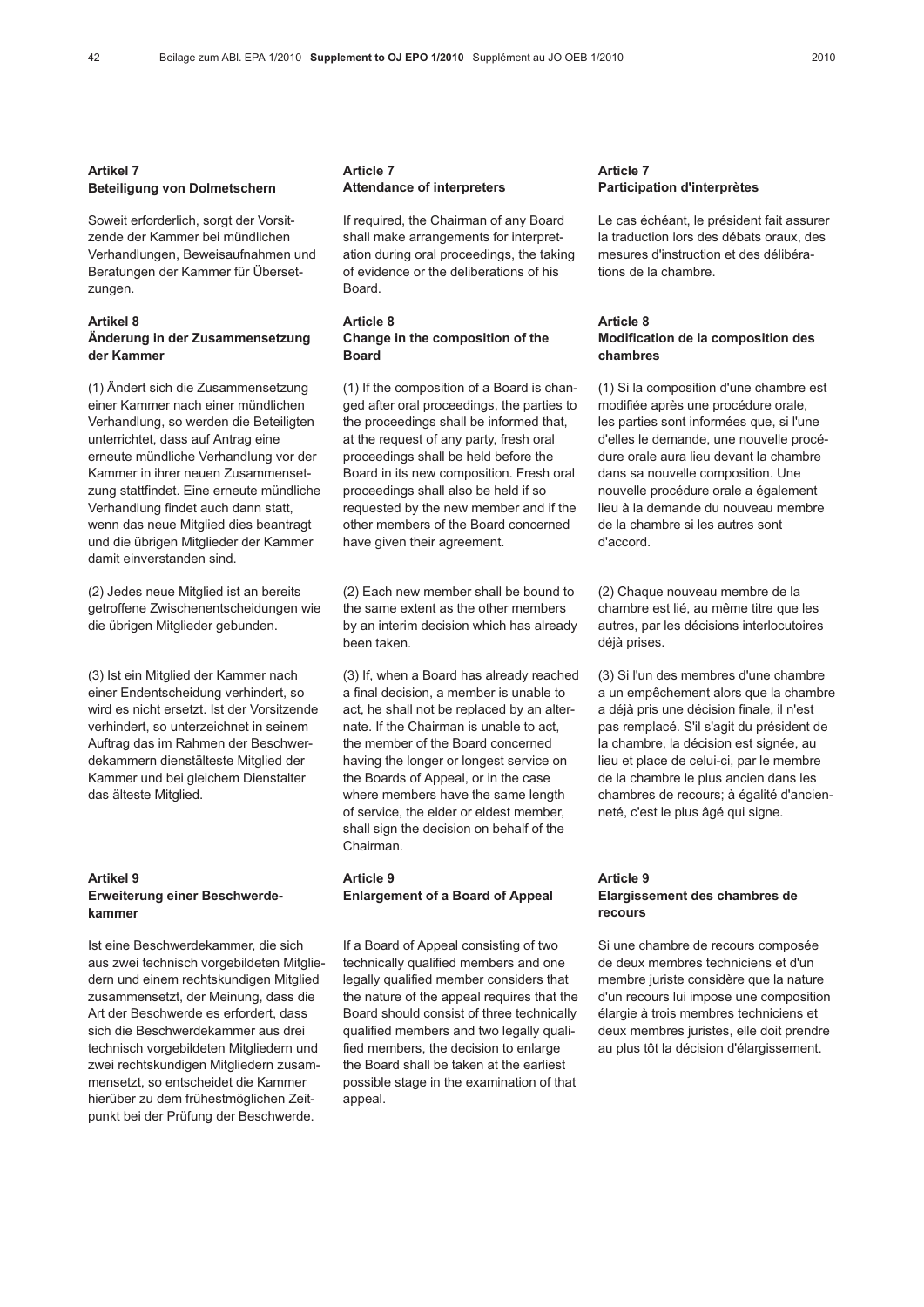### Artikel 7
### Beteiligung von Dolmetschern

Soweit erforderlich, sorgt der Vorsitzende der Kammer bei mündlichen Verhandlungen, Beweisaufnahmen und Beratungen der Kammer für Übersetzungen.

### Artikel 8
### Änderung in der Zusammensetzung der Kammer

(1) Ändert sich die Zusammensetzung einer Kammer nach einer mündlichen Verhandlung, so werden die Beteiligten unterrichtet, dass auf Antrag eine erneute mündliche Verhandlung vor der Kammer in ihrer neuen Zusammensetzung stattfindet. Eine erneute mündliche Verhandlung findet auch dann statt, wenn das neue Mitglied dies beantragt und die übrigen Mitglieder der Kammer damit einverstanden sind.

(2) Jedes neue Mitglied ist an bereits getroffene Zwischenentscheidungen wie die übrigen Mitglieder gebunden.

(3) Ist ein Mitglied der Kammer nach einer Endentscheidung verhindert, so wird es nicht ersetzt. Ist der Vorsitzende verhindert, so unterzeichnet in seinem Auftrag das im Rahmen der Beschwerdekammern dienstälteste Mitglied der Kammer und bei gleichem Dienstalter das älteste Mitglied.

### Artikel 9
### Erweiterung einer Beschwerdekammer

Ist eine Beschwerdekammer, die sich aus zwei technisch vorgebildeten Mitgliedern und einem rechtskundigen Mitglied zusammensetzt, der Meinung, dass die Art der Beschwerde es erfordert, dass sich die Beschwerdekammer aus drei technisch vorgebildeten Mitgliedern und zwei rechtskundigen Mitgliedern zusammensetzt, so entscheidet die Kammer hierüber zu dem frühestmöglichen Zeitpunkt bei der Prüfung der Beschwerde.

### Article 7
### Attendance of interpreters

If required, the Chairman of any Board shall make arrangements for interpretation during oral proceedings, the taking of evidence or the deliberations of his Board.

### Article 8
### Change in the composition of the Board

(1) If the composition of a Board is changed after oral proceedings, the parties to the proceedings shall be informed that, at the request of any party, fresh oral proceedings shall be held before the Board in its new composition. Fresh oral proceedings shall also be held if so requested by the new member and if the other members of the Board concerned have given their agreement.

(2) Each new member shall be bound to the same extent as the other members by an interim decision which has already been taken.

(3) If, when a Board has already reached a final decision, a member is unable to act, he shall not be replaced by an alternate. If the Chairman is unable to act, the member of the Board concerned having the longer or longest service on the Boards of Appeal, or in the case where members have the same length of service, the elder or eldest member, shall sign the decision on behalf of the Chairman.

### Article 9
### Enlargement of a Board of Appeal

If a Board of Appeal consisting of two technically qualified members and one legally qualified member considers that the nature of the appeal requires that the Board should consist of three technically qualified members and two legally qualified members, the decision to enlarge the Board shall be taken at the earliest possible stage in the examination of that appeal.

### Article 7
### Participation d'interprètes

Le cas échéant, le président fait assurer la traduction lors des débats oraux, des mesures d'instruction et des délibérations de la chambre.

### Article 8
### Modification de la composition des chambres

(1) Si la composition d'une chambre est modifiée après une procédure orale, les parties sont informées que, si l'une d'elles le demande, une nouvelle procédure orale aura lieu devant la chambre dans sa nouvelle composition. Une nouvelle procédure orale a également lieu à la demande du nouveau membre de la chambre si les autres sont d'accord.

(2) Chaque nouveau membre de la chambre est lié, au même titre que les autres, par les décisions interlocutoires déjà prises.

(3) Si l'un des membres d'une chambre a un empêchement alors que la chambre a déjà pris une décision finale, il n'est pas remplacé. S'il s'agit du président de la chambre, la décision est signée, au lieu et place de celui-ci, par le membre de la chambre le plus ancien dans les chambres de recours; à égalité d'ancienneté, c'est le plus âgé qui signe.

### Article 9
### Elargissement des chambres de recours

Si une chambre de recours composée de deux membres techniciens et d'un membre juriste considère que la nature d'un recours lui impose une composition élargie à trois membres techniciens et deux membres juristes, elle doit prendre au plus tôt la décision d'élargissement.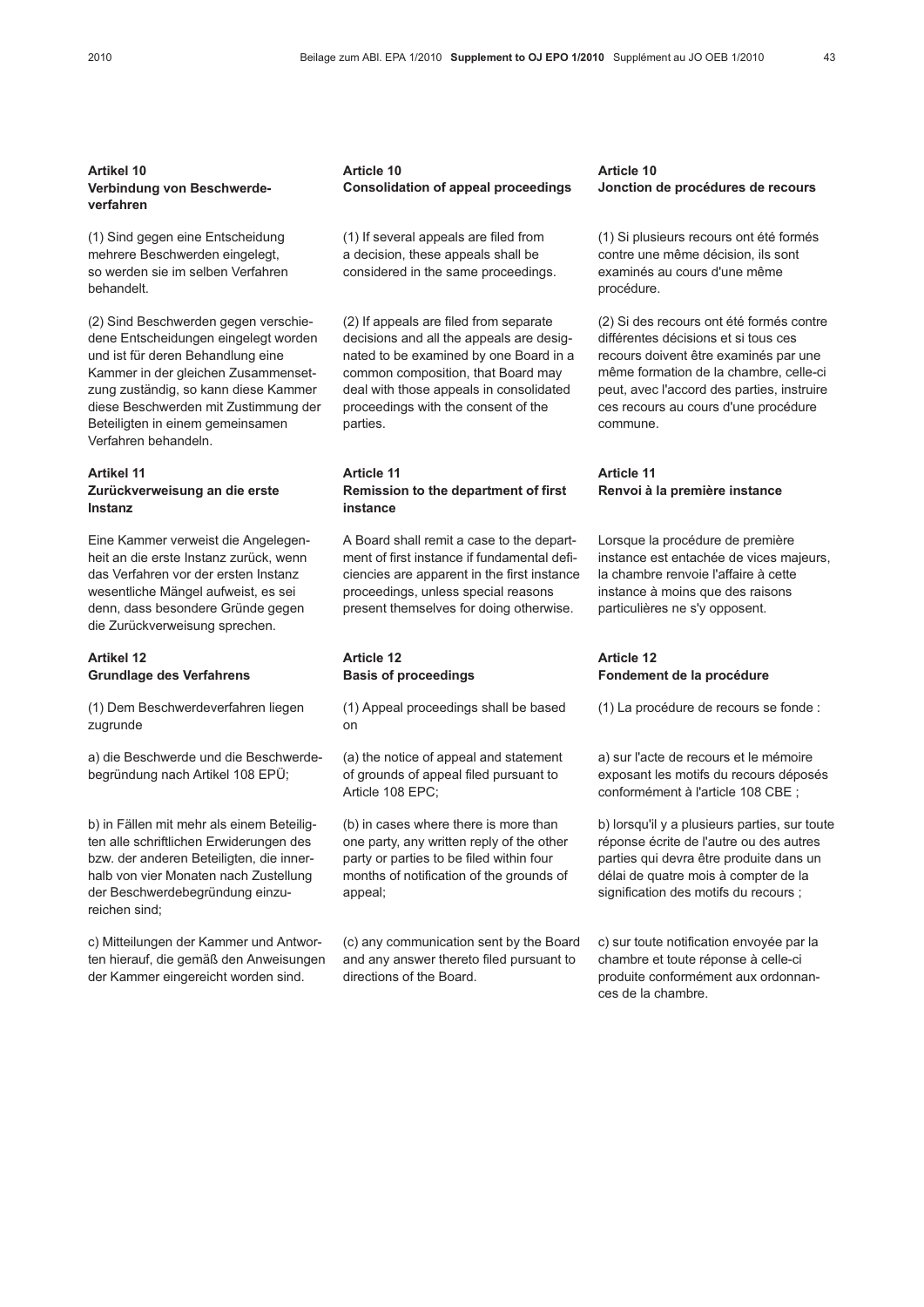### Artikel 10
### Verbindung von Beschwerdeverfahren

(1) Sind gegen eine Entscheidung mehrere Beschwerden eingelegt, so werden sie im selben Verfahren behandelt.

(2) Sind Beschwerden gegen verschiedene Entscheidungen eingelegt worden und ist für deren Behandlung eine Kammer in der gleichen Zusammensetzung zuständig, so kann diese Kammer diese Beschwerden mit Zustimmung der Beteiligten in einem gemeinsamen Verfahren behandeln.

### Artikel 11
### Zurückverweisung an die erste Instanz

Eine Kammer verweist die Angelegenheit an die erste Instanz zurück, wenn das Verfahren vor der ersten Instanz wesentliche Mängel aufweist, es sei denn, dass besondere Gründe gegen die Zurückverweisung sprechen.

### Artikel 12
### Grundlage des Verfahrens

(1) Dem Beschwerdeverfahren liegen zugrunde

a) die Beschwerde und die Beschwerdebegründung nach Artikel 108 EPÜ;

b) in Fällen mit mehr als einem Beteiligten alle schriftlichen Erwiderungen des bzw. der anderen Beteiligten, die innerhalb von vier Monaten nach Zustellung der Beschwerdebegründung einzureichen sind;

c) Mitteilungen der Kammer und Antworten hierauf, die gemäß den Anweisungen der Kammer eingereicht worden sind.

### Article 10
### Consolidation of appeal proceedings

(1) If several appeals are filed from a decision, these appeals shall be considered in the same proceedings.

(2) If appeals are filed from separate decisions and all the appeals are designated to be examined by one Board in a common composition, that Board may deal with those appeals in consolidated proceedings with the consent of the parties.

### Article 11
### Remission to the department of first instance

A Board shall remit a case to the department of first instance if fundamental deficiencies are apparent in the first instance proceedings, unless special reasons present themselves for doing otherwise.

### Article 12
### Basis of proceedings

(1) Appeal proceedings shall be based on

(a) the notice of appeal and statement of grounds of appeal filed pursuant to Article 108 EPC;

(b) in cases where there is more than one party, any written reply of the other party or parties to be filed within four months of notification of the grounds of appeal;

(c) any communication sent by the Board and any answer thereto filed pursuant to directions of the Board.

### Article 10
### Jonction de procédures de recours

(1) Si plusieurs recours ont été formés contre une même décision, ils sont examinés au cours d'une même procédure.

(2) Si des recours ont été formés contre différentes décisions et si tous ces recours doivent être examinés par une même formation de la chambre, celle-ci peut, avec l'accord des parties, instruire ces recours au cours d'une procédure commune.

### Article 11
### Renvoi à la première instance

Lorsque la procédure de première instance est entachée de vices majeurs, la chambre renvoie l'affaire à cette instance à moins que des raisons particulières ne s'y opposent.

### Article 12
### Fondement de la procédure

(1) La procédure de recours se fonde :

a) sur l'acte de recours et le mémoire exposant les motifs du recours déposés conformément à l'article 108 CBE ;

b) lorsqu'il y a plusieurs parties, sur toute réponse écrite de l'autre ou des autres parties qui devra être produite dans un délai de quatre mois à compter de la signification des motifs du recours ;

c) sur toute notification envoyée par la chambre et toute réponse à celle-ci produite conformément aux ordonnances de la chambre.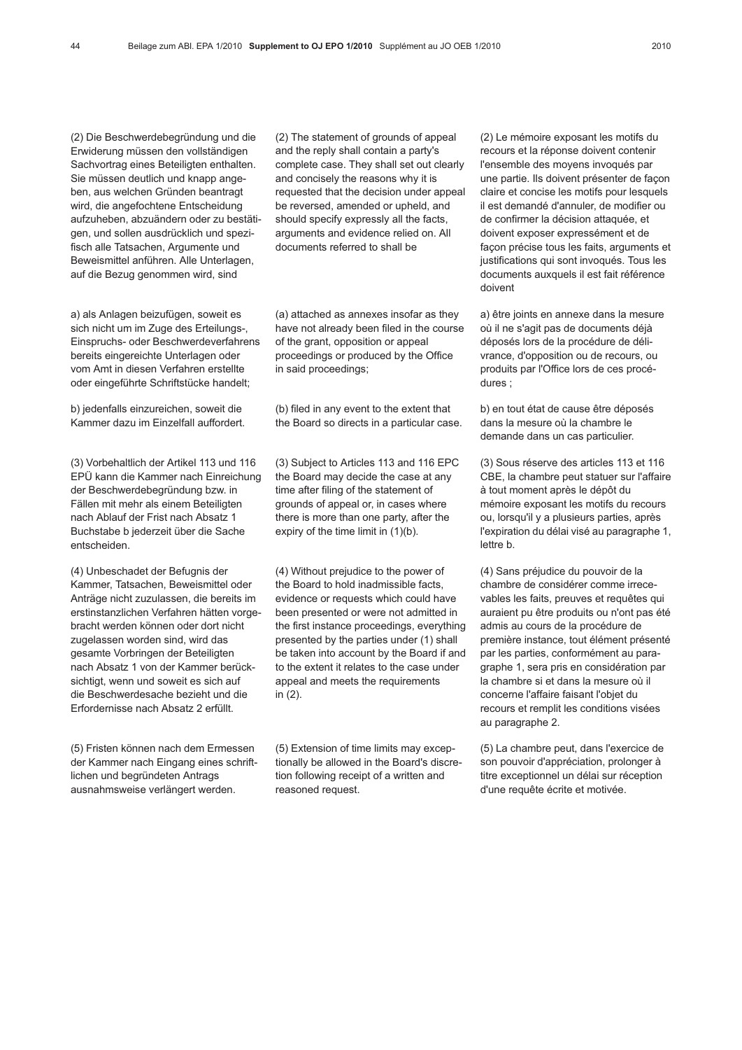(2) Die Beschwerdebegründung und die Erwiderung müssen den vollständigen Sachvortrag eines Beteiligten enthalten. Sie müssen deutlich und knapp angeben, aus welchen Gründen beantragt wird, die angefochtene Entscheidung aufzuheben, abzuändern oder zu bestätigen, und sollen ausdrücklich und spezifisch alle Tatsachen, Argumente und Beweismittel anführen. Alle Unterlagen, auf die Bezug genommen wird, sind

a) als Anlagen beizufügen, soweit es sich nicht um im Zuge des Erteilungs-, Einspruchs- oder Beschwerdeverfahrens bereits eingereichte Unterlagen oder vom Amt in diesen Verfahren erstellte oder eingeführte Schriftstücke handelt;

b) jedenfalls einzureichen, soweit die Kammer dazu im Einzelfall auffordert.

(3) Vorbehaltlich der Artikel 113 und 116 EPÜ kann die Kammer nach Einreichung der Beschwerdebegründung bzw. in Fällen mit mehr als einem Beteiligten nach Ablauf der Frist nach Absatz 1 Buchstabe b jederzeit über die Sache entscheiden.

(4) Unbeschadet der Befugnis der Kammer, Tatsachen, Beweismittel oder Anträge nicht zuzulassen, die bereits im erstinstanzlichen Verfahren hätten vorgebracht werden können oder dort nicht zugelassen worden sind, wird das gesamte Vorbringen der Beteiligten nach Absatz 1 von der Kammer berücksichtigt, wenn und soweit es sich auf die Beschwerdesache bezieht und die Erfordernisse nach Absatz 2 erfüllt.

(5) Fristen können nach dem Ermessen der Kammer nach Eingang eines schriftlichen und begründeten Antrags ausnahmsweise verlängert werden.

(2) The statement of grounds of appeal and the reply shall contain a party's complete case. They shall set out clearly and concisely the reasons why it is requested that the decision under appeal be reversed, amended or upheld, and should specify expressly all the facts, arguments and evidence relied on. All documents referred to shall be

(a) attached as annexes insofar as they have not already been filed in the course of the grant, opposition or appeal proceedings or produced by the Office in said proceedings;

(b) filed in any event to the extent that the Board so directs in a particular case.

(3) Subject to Articles 113 and 116 EPC the Board may decide the case at any time after filing of the statement of grounds of appeal or, in cases where there is more than one party, after the expiry of the time limit in (1)(b).

(4) Without prejudice to the power of the Board to hold inadmissible facts, evidence or requests which could have been presented or were not admitted in the first instance proceedings, everything presented by the parties under (1) shall be taken into account by the Board if and to the extent it relates to the case under appeal and meets the requirements in (2).

(5) Extension of time limits may exceptionally be allowed in the Board's discretion following receipt of a written and reasoned request.

(2) Le mémoire exposant les motifs du recours et la réponse doivent contenir l'ensemble des moyens invoqués par une partie. Ils doivent présenter de façon claire et concise les motifs pour lesquels il est demandé d'annuler, de modifier ou de confirmer la décision attaquée, et doivent exposer expressément et de façon précise tous les faits, arguments et justifications qui sont invoqués. Tous les documents auxquels il est fait référence doivent

a) être joints en annexe dans la mesure où il ne s'agit pas de documents déjà déposés lors de la procédure de délivrance, d'opposition ou de recours, ou produits par l'Office lors de ces procédures ;

b) en tout état de cause être déposés dans la mesure où la chambre le demande dans un cas particulier.

(3) Sous réserve des articles 113 et 116 CBE, la chambre peut statuer sur l'affaire à tout moment après le dépôt du mémoire exposant les motifs du recours ou, lorsqu'il y a plusieurs parties, après l'expiration du délai visé au paragraphe 1, lettre b.

(4) Sans préjudice du pouvoir de la chambre de considérer comme irrecevables les faits, preuves et requêtes qui auraient pu être produits ou n'ont pas été admis au cours de la procédure de première instance, tout élément présenté par les parties, conformément au paragraphe 1, sera pris en considération par la chambre si et dans la mesure où il concerne l'affaire faisant l'objet du recours et remplit les conditions visées au paragraphe 2.

(5) La chambre peut, dans l'exercice de son pouvoir d'appréciation, prolonger à titre exceptionnel un délai sur réception d'une requête écrite et motivée.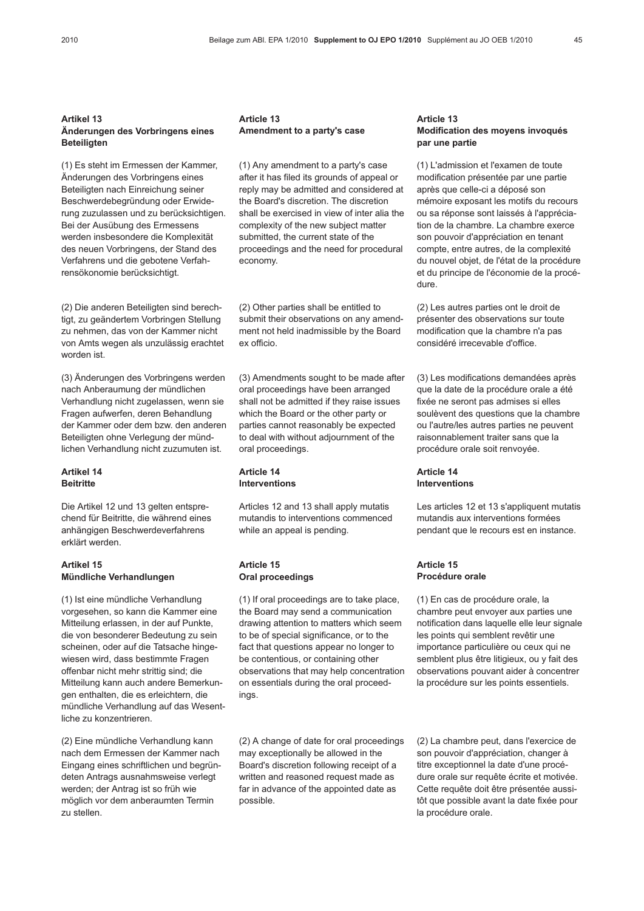### Artikel 13
### Änderungen des Vorbringens eines Beteiligten

(1) Es steht im Ermessen der Kammer, Änderungen des Vorbringens eines Beteiligten nach Einreichung seiner Beschwerdebegründung oder Erwiderung zuzulassen und zu berücksichtigen. Bei der Ausübung des Ermessens werden insbesondere die Komplexität des neuen Vorbringens, der Stand des Verfahrens und die gebotene Verfahrensökonomie berücksichtigt.

(2) Die anderen Beteiligten sind berechtigt, zu geändertem Vorbringen Stellung zu nehmen, das von der Kammer nicht von Amts wegen als unzulässig erachtet worden ist.

(3) Änderungen des Vorbringens werden nach Anberaumung der mündlichen Verhandlung nicht zugelassen, wenn sie Fragen aufwerfen, deren Behandlung der Kammer oder dem bzw. den anderen Beteiligten ohne Verlegung der mündlichen Verhandlung nicht zuzumuten ist.

### Artikel 14
### Beitritte

Die Artikel 12 und 13 gelten entsprechend für Beitritte, die während eines anhängigen Beschwerdeverfahrens erklärt werden.

### Artikel 15
### Mündliche Verhandlungen

(1) Ist eine mündliche Verhandlung vorgesehen, so kann die Kammer eine Mitteilung erlassen, in der auf Punkte, die von besonderer Bedeutung zu sein scheinen, oder auf die Tatsache hingewiesen wird, dass bestimmte Fragen offenbar nicht mehr strittig sind; die Mitteilung kann auch andere Bemerkungen enthalten, die es erleichtern, die mündliche Verhandlung auf das Wesentliche zu konzentrieren.

(2) Eine mündliche Verhandlung kann nach dem Ermessen der Kammer nach Eingang eines schriftlichen und begründeten Antrags ausnahmsweise verlegt werden; der Antrag ist so früh wie möglich vor dem anberaumten Termin zu stellen.

### Article 13
### Amendment to a party's case

(1) Any amendment to a party's case after it has filed its grounds of appeal or reply may be admitted and considered at the Board's discretion. The discretion shall be exercised in view of inter alia the complexity of the new subject matter submitted, the current state of the proceedings and the need for procedural economy.

(2) Other parties shall be entitled to submit their observations on any amendment not held inadmissible by the Board ex officio.

(3) Amendments sought to be made after oral proceedings have been arranged shall not be admitted if they raise issues which the Board or the other party or parties cannot reasonably be expected to deal with without adjournment of the oral proceedings.

### Article 14
### Interventions

Articles 12 and 13 shall apply mutatis mutandis to interventions commenced while an appeal is pending.

### Article 15
### Oral proceedings

(1) If oral proceedings are to take place, the Board may send a communication drawing attention to matters which seem to be of special significance, or to the fact that questions appear no longer to be contentious, or containing other observations that may help concentration on essentials during the oral proceedings.

(2) A change of date for oral proceedings may exceptionally be allowed in the Board's discretion following receipt of a written and reasoned request made as far in advance of the appointed date as possible.

### Article 13
### Modification des moyens invoqués par une partie

(1) L'admission et l'examen de toute modification présentée par une partie après que celle-ci a déposé son mémoire exposant les motifs du recours ou sa réponse sont laissés à l'appréciation de la chambre. La chambre exerce son pouvoir d'appréciation en tenant compte, entre autres, de la complexité du nouvel objet, de l'état de la procédure et du principe de l'économie de la procédure.

(2) Les autres parties ont le droit de présenter des observations sur toute modification que la chambre n'a pas considéré irrecevable d'office.

(3) Les modifications demandées après que la date de la procédure orale a été fixée ne seront pas admises si elles soulèvent des questions que la chambre ou l'autre/les autres parties ne peuvent raisonnablement traiter sans que la procédure orale soit renvoyée.

### Article 14
### Interventions

Les articles 12 et 13 s'appliquent mutatis mutandis aux interventions formées pendant que le recours est en instance.

### Article 15
### Procédure orale

(1) En cas de procédure orale, la chambre peut envoyer aux parties une notification dans laquelle elle leur signale les points qui semblent revêtir une importance particulière ou ceux qui ne semblent plus être litigieux, ou y fait des observations pouvant aider à concentrer la procédure sur les points essentiels.

(2) La chambre peut, dans l'exercice de son pouvoir d'appréciation, changer à titre exceptionnel la date d'une procédure orale sur requête écrite et motivée. Cette requête doit être présentée aussitôt que possible avant la date fixée pour la procédure orale.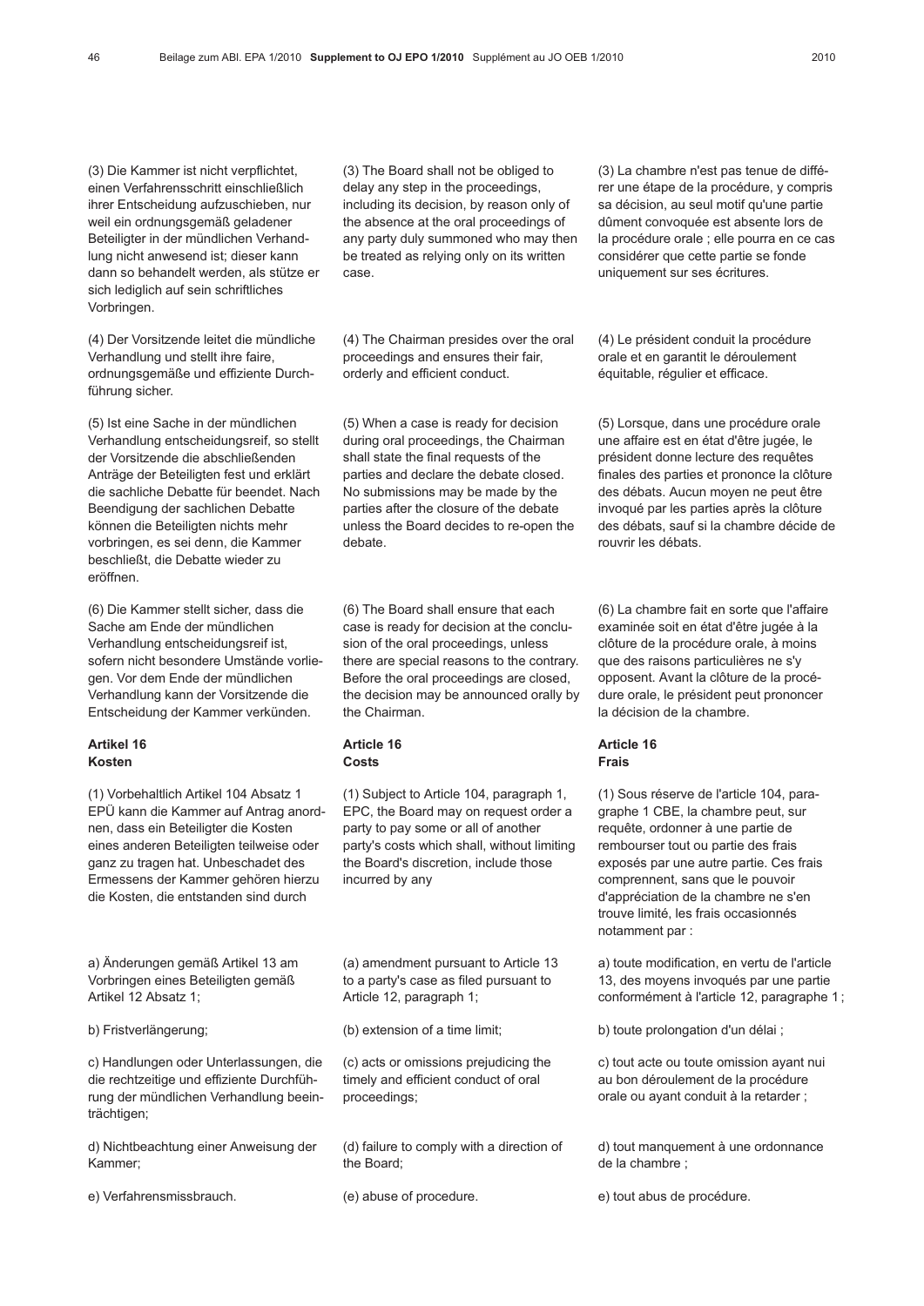(3) Die Kammer ist nicht verpflichtet, einen Verfahrensschritt einschließlich ihrer Entscheidung aufzuschieben, nur weil ein ordnungsgemäß geladener Beteiligter in der mündlichen Verhandlung nicht anwesend ist; dieser kann dann so behandelt werden, als stütze er sich lediglich auf sein schriftliches Vorbringen.

(4) Der Vorsitzende leitet die mündliche Verhandlung und stellt ihre faire, ordnungsgemäße und effiziente Durchführung sicher.

(5) Ist eine Sache in der mündlichen Verhandlung entscheidungsreif, so stellt der Vorsitzende die abschließenden Anträge der Beteiligten fest und erklärt die sachliche Debatte für beendet. Nach Beendigung der sachlichen Debatte können die Beteiligten nichts mehr vorbringen, es sei denn, die Kammer beschließt, die Debatte wieder zu eröffnen.

(6) Die Kammer stellt sicher, dass die Sache am Ende der mündlichen Verhandlung entscheidungsreif ist, sofern nicht besondere Umstände vorliegen. Vor dem Ende der mündlichen Verhandlung kann der Vorsitzende die Entscheidung der Kammer verkünden.

**Artikel 16**
**Kosten**

(1) Vorbehaltlich Artikel 104 Absatz 1 EPÜ kann die Kammer auf Antrag anordnen, dass ein Beteiligter die Kosten eines anderen Beteiligten teilweise oder ganz zu tragen hat. Unbeschadet des Ermessens der Kammer gehören hierzu die Kosten, die entstanden sind durch

a) Änderungen gemäß Artikel 13 am Vorbringen eines Beteiligten gemäß Artikel 12 Absatz 1;

b) Fristverlängerung;

c) Handlungen oder Unterlassungen, die die rechtzeitige und effiziente Durchführung der mündlichen Verhandlung beeinträchtigen;

d) Nichtbeachtung einer Anweisung der Kammer;

e) Verfahrensmissbrauch.

(3) The Board shall not be obliged to delay any step in the proceedings, including its decision, by reason only of the absence at the oral proceedings of any party duly summoned who may then be treated as relying only on its written case.

(4) The Chairman presides over the oral proceedings and ensures their fair, orderly and efficient conduct.

(5) When a case is ready for decision during oral proceedings, the Chairman shall state the final requests of the parties and declare the debate closed. No submissions may be made by the parties after the closure of the debate unless the Board decides to re-open the debate.

(6) The Board shall ensure that each case is ready for decision at the conclusion of the oral proceedings, unless there are special reasons to the contrary. Before the oral proceedings are closed, the decision may be announced orally by the Chairman.

**Article 16**
**Costs**

(1) Subject to Article 104, paragraph 1, EPC, the Board may on request order a party to pay some or all of another party's costs which shall, without limiting the Board's discretion, include those incurred by any

(a) amendment pursuant to Article 13 to a party's case as filed pursuant to Article 12, paragraph 1;

(b) extension of a time limit;

(c) acts or omissions prejudicing the timely and efficient conduct of oral proceedings;

(d) failure to comply with a direction of the Board;

(e) abuse of procedure.

(3) La chambre n'est pas tenue de différer une étape de la procédure, y compris sa décision, au seul motif qu'une partie dûment convoquée est absente lors de la procédure orale ; elle pourra en ce cas considérer que cette partie se fonde uniquement sur ses écritures.

(4) Le président conduit la procédure orale et en garantit le déroulement équitable, régulier et efficace.

(5) Lorsque, dans une procédure orale une affaire est en état d'être jugée, le président donne lecture des requêtes finales des parties et prononce la clôture des débats. Aucun moyen ne peut être invoqué par les parties après la clôture des débats, sauf si la chambre décide de rouvrir les débats.

(6) La chambre fait en sorte que l'affaire examinée soit en état d'être jugée à la clôture de la procédure orale, à moins que des raisons particulières ne s'y opposent. Avant la clôture de la procédure orale, le président peut prononcer la décision de la chambre.

**Article 16**
**Frais**

(1) Sous réserve de l'article 104, paragraphe 1 CBE, la chambre peut, sur requête, ordonner à une partie de rembourser tout ou partie des frais exposés par une autre partie. Ces frais comprennent, sans que le pouvoir d'appréciation de la chambre ne s'en trouve limité, les frais occasionnés notamment par :

a) toute modification, en vertu de l'article 13, des moyens invoqués par une partie conformément à l'article 12, paragraphe 1 ;

b) toute prolongation d'un délai ;

c) tout acte ou toute omission ayant nui au bon déroulement de la procédure orale ou ayant conduit à la retarder ;

d) tout manquement à une ordonnance de la chambre ;

e) tout abus de procédure.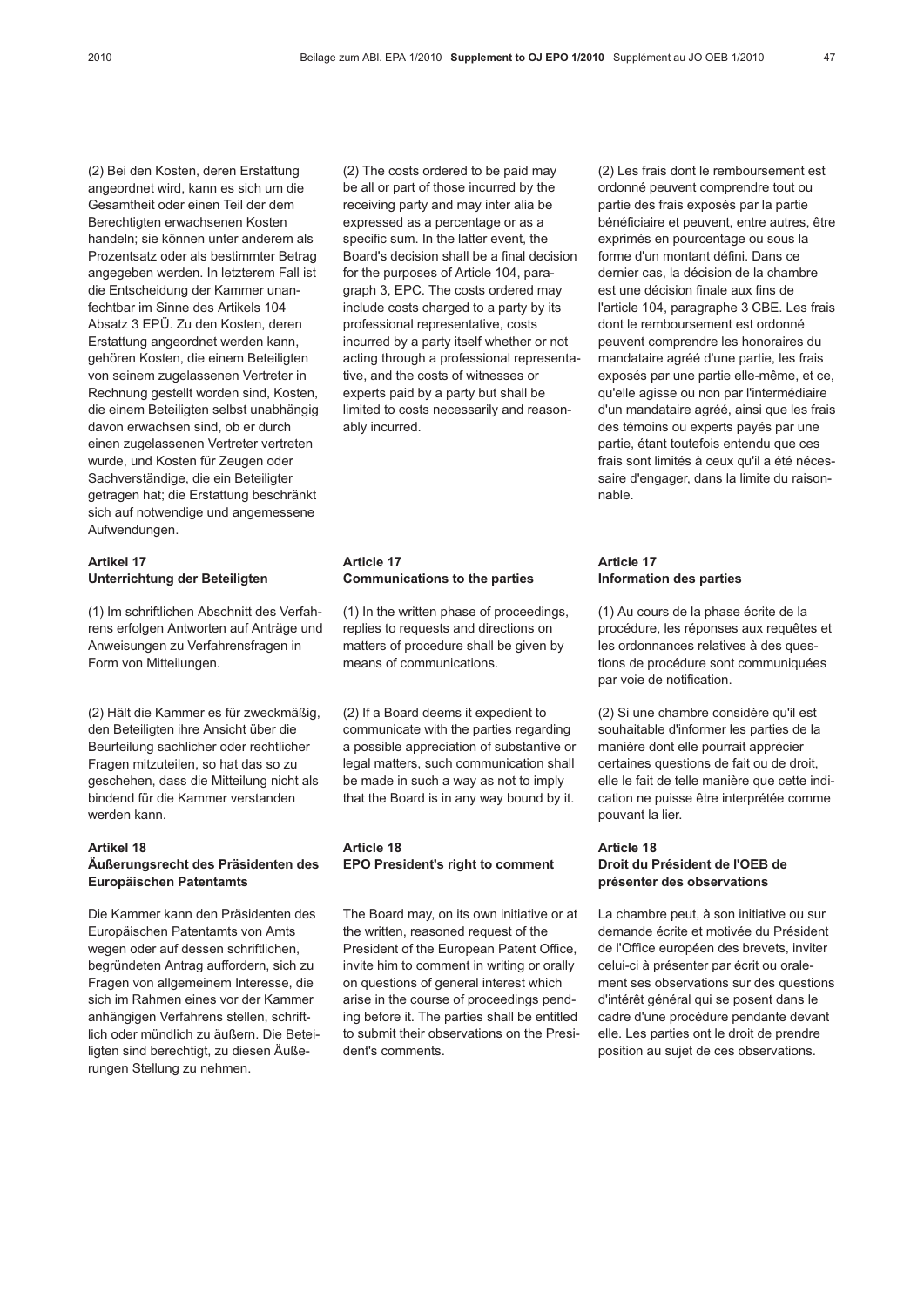(2) Bei den Kosten, deren Erstattung angeordnet wird, kann es sich um die Gesamtheit oder einen Teil der dem Berechtigten erwachsenen Kosten handeln; sie können unter anderem als Prozentsatz oder als bestimmter Betrag angegeben werden. In letzterem Fall ist die Entscheidung der Kammer unanfechtbar im Sinne des Artikels 104 Absatz 3 EPÜ. Zu den Kosten, deren Erstattung angeordnet werden kann, gehören Kosten, die einem Beteiligten von seinem zugelassenen Vertreter in Rechnung gestellt worden sind, Kosten, die einem Beteiligten selbst unabhängig davon erwachsen sind, ob er durch einen zugelassenen Vertreter vertreten wurde, und Kosten für Zeugen oder Sachverständige, die ein Beteiligter getragen hat; die Erstattung beschränkt sich auf notwendige und angemessene Aufwendungen.

**Artikel 17**
**Unterrichtung der Beteiligten**

(1) Im schriftlichen Abschnitt des Verfahrens erfolgen Antworten auf Anträge und Anweisungen zu Verfahrensfragen in Form von Mitteilungen.

(2) Hält die Kammer es für zweckmäßig, den Beteiligten ihre Ansicht über die Beurteilung sachlicher oder rechtlicher Fragen mitzuteilen, so hat das so zu geschehen, dass die Mitteilung nicht als bindend für die Kammer verstanden werden kann.

**Artikel 18**
**Äußerungsrecht des Präsidenten des Europäischen Patentamts**

Die Kammer kann den Präsidenten des Europäischen Patentamts von Amts wegen oder auf dessen schriftlichen, begründeten Antrag auffordern, sich zu Fragen von allgemeinem Interesse, die sich im Rahmen eines vor der Kammer anhängigen Verfahrens stellen, schriftlich oder mündlich zu äußern. Die Beteiligten sind berechtigt, zu diesen Äußerungen Stellung zu nehmen.

(2) The costs ordered to be paid may be all or part of those incurred by the receiving party and may inter alia be expressed as a percentage or as a specific sum. In the latter event, the Board's decision shall be a final decision for the purposes of Article 104, paragraph 3, EPC. The costs ordered may include costs charged to a party by its professional representative, costs incurred by a party itself whether or not acting through a professional representative, and the costs of witnesses or experts paid by a party but shall be limited to costs necessarily and reasonably incurred.

**Article 17**
**Communications to the parties**

(1) In the written phase of proceedings, replies to requests and directions on matters of procedure shall be given by means of communications.

(2) If a Board deems it expedient to communicate with the parties regarding a possible appreciation of substantive or legal matters, such communication shall be made in such a way as not to imply that the Board is in any way bound by it.

**Article 18**
**EPO President's right to comment**

The Board may, on its own initiative or at the written, reasoned request of the President of the European Patent Office, invite him to comment in writing or orally on questions of general interest which arise in the course of proceedings pending before it. The parties shall be entitled to submit their observations on the President's comments.

(2) Les frais dont le remboursement est ordonné peuvent comprendre tout ou partie des frais exposés par la partie bénéficiaire et peuvent, entre autres, être exprimés en pourcentage ou sous la forme d'un montant défini. Dans ce dernier cas, la décision de la chambre est une décision finale aux fins de l'article 104, paragraphe 3 CBE. Les frais dont le remboursement est ordonné peuvent comprendre les honoraires du mandataire agréé d'une partie, les frais exposés par une partie elle-même, et ce, qu'elle agisse ou non par l'intermédiaire d'un mandataire agréé, ainsi que les frais des témoins ou experts payés par une partie, étant toutefois entendu que ces frais sont limités à ceux qu'il a été nécessaire d'engager, dans la limite du raisonnable.

**Article 17**
**Information des parties**

(1) Au cours de la phase écrite de la procédure, les réponses aux requêtes et les ordonnances relatives à des questions de procédure sont communiquées par voie de notification.

(2) Si une chambre considère qu'il est souhaitable d'informer les parties de la manière dont elle pourrait apprécier certaines questions de fait ou de droit, elle le fait de telle manière que cette indication ne puisse être interprétée comme pouvant la lier.

**Article 18**
**Droit du Président de l'OEB de présenter des observations**

La chambre peut, à son initiative ou sur demande écrite et motivée du Président de l'Office européen des brevets, inviter celui-ci à présenter par écrit ou oralement ses observations sur des questions d'intérêt général qui se posent dans le cadre d'une procédure pendante devant elle. Les parties ont le droit de prendre position au sujet de ces observations.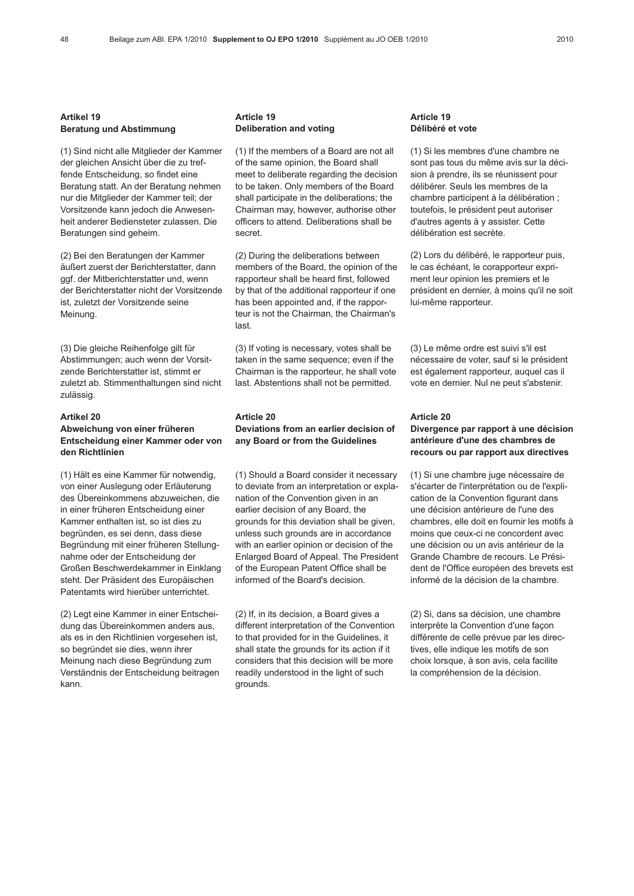### Artikel 19
### Beratung und Abstimmung

(1) Sind nicht alle Mitglieder der Kammer der gleichen Ansicht über die zu treffende Entscheidung, so findet eine Beratung statt. An der Beratung nehmen nur die Mitglieder der Kammer teil; der Vorsitzende kann jedoch die Anwesenheit anderer Bediensteter zulassen. Die Beratungen sind geheim.

(2) Bei den Beratungen der Kammer äußert zuerst der Berichterstatter, dann ggf. der Mitberichterstatter und, wenn der Berichterstatter nicht der Vorsitzende ist, zuletzt der Vorsitzende seine Meinung.

(3) Die gleiche Reihenfolge gilt für Abstimmungen; auch wenn der Vorsitzende Berichterstatter ist, stimmt er zuletzt ab. Stimmenthaltungen sind nicht zulässig.

### Artikel 20
### Abweichung von einer früheren Entscheidung einer Kammer oder von den Richtlinien

(1) Hält es eine Kammer für notwendig, von einer Auslegung oder Erläuterung des Übereinkommens abzuweichen, die in einer früheren Entscheidung einer Kammer enthalten ist, so ist dies zu begründen, es sei denn, dass diese Begründung mit einer früheren Stellungnahme oder der Entscheidung der Großen Beschwerdekammer in Einklang steht. Der Präsident des Europäischen Patentamts wird hierüber unterrichtet.

(2) Legt eine Kammer in einer Entscheidung das Übereinkommen anders aus, als es in den Richtlinien vorgesehen ist, so begründet sie dies, wenn ihrer Meinung nach diese Begründung zum Verständnis der Entscheidung beitragen kann.

### Article 19
### Deliberation and voting

(1) If the members of a Board are not all of the same opinion, the Board shall meet to deliberate regarding the decision to be taken. Only members of the Board shall participate in the deliberations; the Chairman may, however, authorise other officers to attend. Deliberations shall be secret.

(2) During the deliberations between members of the Board, the opinion of the rapporteur shall be heard first, followed by that of the additional rapporteur if one has been appointed and, if the rapporteur is not the Chairman, the Chairman's last.

(3) If voting is necessary, votes shall be taken in the same sequence; even if the Chairman is the rapporteur, he shall vote last. Abstentions shall not be permitted.

### Article 20
### Deviations from an earlier decision of any Board or from the Guidelines

(1) Should a Board consider it necessary to deviate from an interpretation or explanation of the Convention given in an earlier decision of any Board, the grounds for this deviation shall be given, unless such grounds are in accordance with an earlier opinion or decision of the Enlarged Board of Appeal. The President of the European Patent Office shall be informed of the Board's decision.

(2) If, in its decision, a Board gives a different interpretation of the Convention to that provided for in the Guidelines, it shall state the grounds for its action if it considers that this decision will be more readily understood in the light of such grounds.

### Article 19
### Délibéré et vote

(1) Si les membres d'une chambre ne sont pas tous du même avis sur la décision à prendre, ils se réunissent pour délibérer. Seuls les membres de la chambre participent à la délibération ; toutefois, le président peut autoriser d'autres agents à y assister. Cette délibération est secrète.

(2) Lors du délibéré, le rapporteur puis, le cas échéant, le corapporteur expriment leur opinion les premiers et le président en dernier, à moins qu'il ne soit lui-même rapporteur.

(3) Le même ordre est suivi s'il est nécessaire de voter, sauf si le président est également rapporteur, auquel cas il vote en dernier. Nul ne peut s'abstenir.

### Article 20
### Divergence par rapport à une décision antérieure d'une des chambres de recours ou par rapport aux directives

(1) Si une chambre juge nécessaire de s'écarter de l'interprétation ou de l'explication de la Convention figurant dans une décision antérieure de l'une des chambres, elle doit en fournir les motifs à moins que ceux-ci ne concordent avec une décision ou un avis antérieur de la Grande Chambre de recours. Le Président de l'Office européen des brevets est informé de la décision de la chambre.

(2) Si, dans sa décision, une chambre interprète la Convention d'une façon différente de celle prévue par les directives, elle indique les motifs de son choix lorsque, à son avis, cela facilite la compréhension de la décision.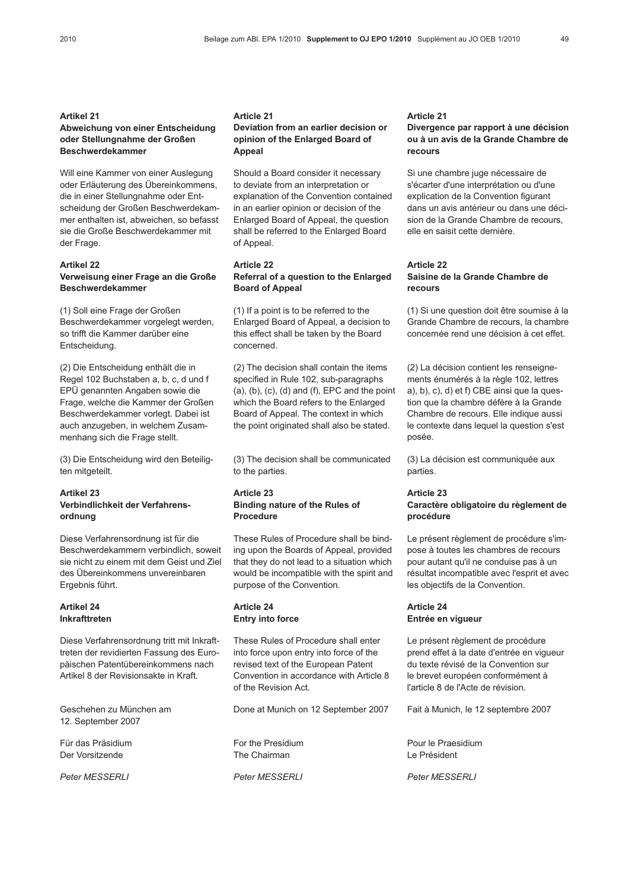**Artikel 21**

**Abweichung von einer Entscheidung oder Stellungnahme der Großen Beschwerdekammer**

Will eine Kammer von einer Auslegung oder Erläuterung des Übereinkommens, die in einer Stellungnahme oder Entscheidung der Großen Beschwerdekammer enthalten ist, abweichen, so befasst sie die Große Beschwerdekammer mit der Frage.

**Artikel 22**

**Verweisung einer Frage an die Große Beschwerdekammer**

(1) Soll eine Frage der Großen Beschwerdekammer vorgelegt werden, so trifft die Kammer darüber eine Entscheidung.

(2) Die Entscheidung enthält die in Regel 102 Buchstaben a, b, c, d und f EPÜ genannten Angaben sowie die Frage, welche die Kammer der Großen Beschwerdekammer vorlegt. Dabei ist auch anzugeben, in welchem Zusammenhang sich die Frage stellt.

(3) Die Entscheidung wird den Beteiligten mitgeteilt.

**Artikel 23**

**Verbindlichkeit der Verfahrensordnung**

Diese Verfahrensordnung ist für die Beschwerdekammern verbindlich, soweit sie nicht zu einem mit dem Geist und Ziel des Übereinkommens unvereinbaren Ergebnis führt.

**Artikel 24**

**Inkrafttreten**

Diese Verfahrensordnung tritt mit Inkrafttreten der revidierten Fassung des Europäischen Patentübereinkommens nach Artikel 8 der Revisionsakte in Kraft.

Geschehen zu München am 12. September 2007

Für das Präsidium
Der Vorsitzende

*Peter MESSERLI*

**Article 21**

**Deviation from an earlier decision or opinion of the Enlarged Board of Appeal**

Should a Board consider it necessary to deviate from an interpretation or explanation of the Convention contained in an earlier opinion or decision of the Enlarged Board of Appeal, the question shall be referred to the Enlarged Board of Appeal.

**Article 22**

**Referral of a question to the Enlarged Board of Appeal**

(1) If a point is to be referred to the Enlarged Board of Appeal, a decision to this effect shall be taken by the Board concerned.

(2) The decision shall contain the items specified in Rule 102, sub-paragraphs (a), (b), (c), (d) and (f), EPC and the point which the Board refers to the Enlarged Board of Appeal. The context in which the point originated shall also be stated.

(3) The decision shall be communicated to the parties.

**Article 23**

**Binding nature of the Rules of Procedure**

These Rules of Procedure shall be binding upon the Boards of Appeal, provided that they do not lead to a situation which would be incompatible with the spirit and purpose of the Convention.

**Article 24**

**Entry into force**

These Rules of Procedure shall enter into force upon entry into force of the revised text of the European Patent Convention in accordance with Article 8 of the Revision Act.

Done at Munich on 12 September 2007

For the Presidium
The Chairman

*Peter MESSERLI*

**Article 21**

**Divergence par rapport à une décision ou à un avis de la Grande Chambre de recours**

Si une chambre juge nécessaire de s'écarter d'une interprétation ou d'une explication de la Convention figurant dans un avis antérieur ou dans une décision de la Grande Chambre de recours, elle en saisit cette dernière.

**Article 22**

**Saisine de la Grande Chambre de recours**

(1) Si une question doit être soumise à la Grande Chambre de recours, la chambre concernée rend une décision à cet effet.

(2) La décision contient les renseignements énumérés à la règle 102, lettres a), b), c), d) et f) CBE ainsi que la question que la chambre défère à la Grande Chambre de recours. Elle indique aussi le contexte dans lequel la question s'est posée.

(3) La décision est communiquée aux parties.

**Article 23**

**Caractère obligatoire du règlement de procédure**

Le présent règlement de procédure s'impose à toutes les chambres de recours pour autant qu'il ne conduise pas à un résultat incompatible avec l'esprit et avec les objectifs de la Convention.

**Article 24**

**Entrée en vigueur**

Le présent règlement de procédure prend effet à la date d'entrée en vigueur du texte révisé de la Convention sur le brevet européen conformément à l'article 8 de l'Acte de révision.

Fait à Munich, le 12 septembre 2007

Pour le Praesidium
Le Président

*Peter MESSERLI*